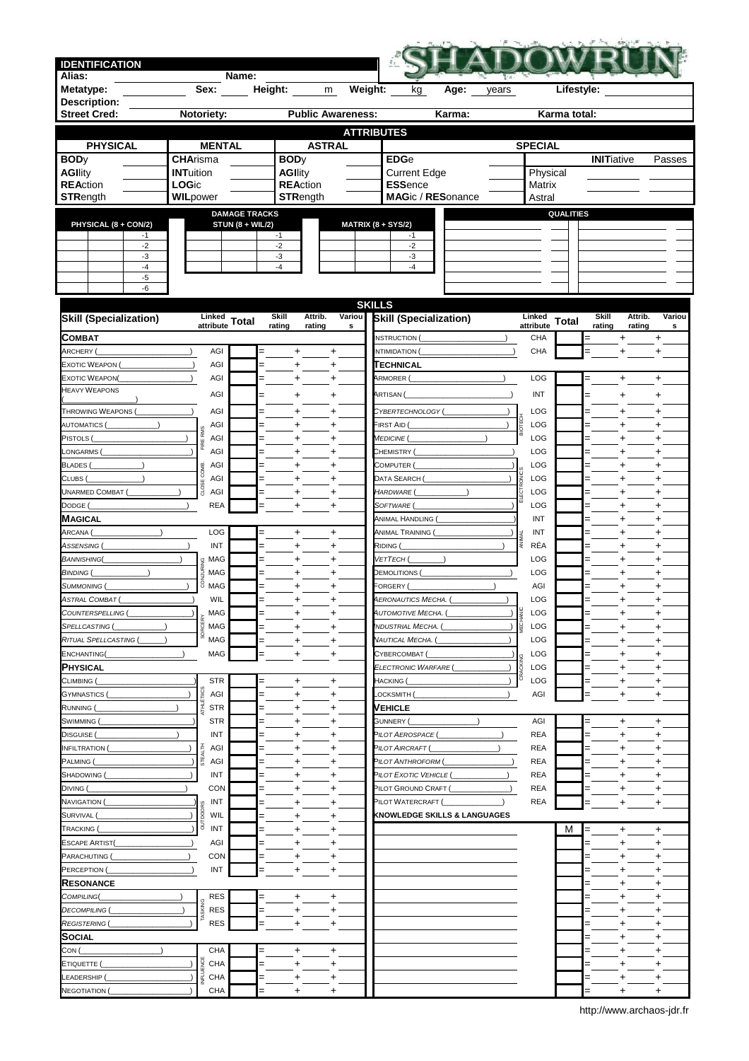# SHADOWRUN

## IDENTIFICATION

| | | | | | | | | | |
|---|---|---|---|---|---|---|---|---|---|
| **Alias:** | | **Name:** | | | | | | | |
| **Metatype:** | | **Sex:** | | **Height:** | m | **Weight:** | kg | **Age:** years | **Lifestyle:** |
| **Description:** | | | | | | | | | |
| **Street Cred:** | | **Notoriety:** | | **Public Awareness:** | | | **Karma:** | | **Karma total:** |

## ATTRIBUTES

| PHYSICAL | | MENTAL | | ASTRAL | | SPECIAL | | | | |
|---|---|---|---|---|---|---|---|---|---|---|
| **BOD**y | | **CHA**risma | | **BOD**y | | **EDG**e | | | **INIT**iative | Passes |
| **AGI**lity | | **INT**uition | | **AGI**lity | | Current Edge | | Physical | | |
| **REA**ction | | **LOG**ic | | **REA**ction | | **ESS**ence | | Matrix | | |
| **STR**ength | | **WIL**power | | **STR**ength | | **MAG**ic / **RES**onance | | Astral | | |

## DAMAGE TRACKS

| PHYSICAL (8 + CON/2) | | | STUN (8 + WIL/2) | | | MATRIX (8 + SYS/2) | | |
|---|---|---|---|---|---|---|---|---|
| | | -1 | | | -1 | | | -1 |
| | | -2 | | | -2 | | | -2 |
| | | -3 | | | -3 | | | -3 |
| | | -4 | | | -4 | | | -4 |
| | | -5 | | | | | | |
| | | -6 | | | | | | |

## QUALITIES

| | | | |
|---|---|---|---|
| | | | |
| | | | |
| | | | |
| | | | |
| | | | |
| | | | |

## SKILLS

| Skill (Specialization) | Group | Linked attribute | Total | | Skill rating | Attrib. rating | Various |
|---|---|---|---|---|---|---|---|
| **COMBAT** | | | | | | | |
| ARCHERY ( ) | | AGI | | = | + | + | |
| EXOTIC WEAPON ( ) | | AGI | | = | + | + | |
| EXOTIC WEAPON( ) | | AGI | | = | + | + | |
| HEAVY WEAPONS ( ) | | AGI | | = | + | + | |
| THROWING WEAPONS ( ) | | AGI | | = | + | + | |
| AUTOMATICS ( ) | FIRE ARMS | AGI | | = | + | + | |
| PISTOLS ( ) | FIRE ARMS | AGI | | = | + | + | |
| LONGARMS ( ) | FIRE ARMS | AGI | | = | + | + | |
| BLADES ( ) | CLOSE COMB. | AGI | | = | + | + | |
| CLUBS ( ) | CLOSE COMB. | AGI | | = | + | + | |
| UNARMED COMBAT ( ) | CLOSE COMB. | AGI | | = | + | + | |
| DODGE ( ) | | REA | | = | + | + | |
| **MAGICAL** | | | | | | | |
| ARCANA ( ) | | LOG | | = | + | + | |
| *ASSENSING* ( ) | | INT | | = | + | + | |
| *BANNISHING*( ) | CONJURING | MAG | | = | + | + | |
| *BINDING* ( ) | CONJURING | MAG | | = | + | + | |
| *SUMMONING* ( ) | CONJURING | MAG | | = | + | + | |
| *ASTRAL COMBAT* ( ) | | WIL | | = | + | + | |
| *COUNTERSPELLING* ( ) | SORCERY | MAG | | = | + | + | |
| *SPELLCASTING* ( ) | SORCERY | MAG | | = | + | + | |
| *RITUAL SPELLCASTING* ( ) | SORCERY | MAG | | = | + | + | |
| ENCHANTING( ) | | MAG | | = | + | + | |
| **PHYSICAL** | | | | | | | |
| CLIMBING ( ) | ATHLETICS | STR | | = | + | + | |
| GYMNASTICS ( ) | ATHLETICS | AGI | | = | + | + | |
| RUNNING ( ) | ATHLETICS | STR | | = | + | + | |
| SWIMMING ( ) | ATHLETICS | STR | | = | + | + | |
| DISGUISE ( ) | STEALTH | INT | | = | + | + | |
| INFILTRATION ( ) | STEALTH | AGI | | = | + | + | |
| PALMING ( ) | STEALTH | AGI | | = | + | + | |
| SHADOWING ( ) | STEALTH | INT | | = | + | + | |
| DIVING ( ) | | CON | | = | + | + | |
| NAVIGATION ( ) | OUTDOORS | INT | | = | + | + | |
| SURVIVAL ( ) | OUTDOORS | WIL | | = | + | + | |
| TRACKING ( ) | OUTDOORS | INT | | = | + | + | |
| ESCAPE ARTIST( ) | | AGI | | = | + | + | |
| PARACHUTING ( ) | | CON | | = | + | + | |
| PERCEPTION ( ) | | INT | | = | + | + | |
| **RESONANCE** | | | | | | | |
| *COMPILING*( ) | TASKING | RES | | = | + | + | |
| *DECOMPILING* ( ) | TASKING | RES | | = | + | + | |
| *REGISTERING* ( ) | TASKING | RES | | = | + | + | |
| **SOCIAL** | | | | | | | |
| CON ( ) | | CHA | | = | + | + | |
| ETIQUETTE ( ) | INFLUENCE | CHA | | = | + | + | |
| LEADERSHIP ( ) | INFLUENCE | CHA | | = | + | + | |
| NEGOTIATION ( ) | INFLUENCE | CHA | | = | + | + | |

| Skill (Specialization) | Group | Linked attribute | Total | | Skill rating | Attrib. rating | Various |
|---|---|---|---|---|---|---|---|
| INSTRUCTION ( ) | | CHA | | = | + | + | |
| INTIMIDATION ( ) | | CHA | | = | + | + | |
| **TECHNICAL** | | | | | | | |
| ARMORER ( ) | | LOG | | = | + | + | |
| ARTISAN ( ) | | INT | | = | + | + | |
| *CYBERTECHNOLOGY* ( ) | BIOTECH | LOG | | = | + | + | |
| FIRST AID ( ) | BIOTECH | LOG | | = | + | + | |
| *MEDICINE* ( ) | BIOTECH | LOG | | = | + | + | |
| CHEMISTRY ( ) | | LOG | | = | + | + | |
| COMPUTER ( ) | ELECTRONICS | LOG | | = | + | + | |
| DATA SEARCH ( ) | ELECTRONICS | LOG | | = | + | + | |
| *HARDWARE* ( ) | ELECTRONICS | LOG | | = | + | + | |
| *SOFTWARE* ( ) | ELECTRONICS | LOG | | = | + | + | |
| ANIMAL HANDLING ( ) | ANIMAL | INT | | = | + | + | |
| ANIMAL TRAINING ( ) | ANIMAL | INT | | = | + | + | |
| RIDING ( ) | ANIMAL | REA | | = | + | + | |
| *VETTECH* ( ) | | LOG | | = | + | + | |
| DEMOLITIONS ( ) | | LOG | | = | + | + | |
| FORGERY ( ) | | AGI | | = | + | + | |
| *AERONAUTICS MECHA.* ( ) | MECHANIC | LOG | | = | + | + | |
| *AUTOMOTIVE MECHA.* ( ) | MECHANIC | LOG | | = | + | + | |
| *INDUSTRIAL MECHA.* ( ) | MECHANIC | LOG | | = | + | + | |
| *NAUTICAL MECHA.* ( ) | MECHANIC | LOG | | = | + | + | |
| CYBERCOMBAT ( ) | CRACKING | LOG | | = | + | + | |
| *ELECTRONIC WARFARE* ( ) | CRACKING | LOG | | = | + | + | |
| HACKING ( ) | CRACKING | LOG | | = | + | + | |
| LOCKSMITH ( ) | | AGI | | = | + | + | |
| **VEHICLE** | | | | | | | |
| GUNNERY ( ) | | AGI | | = | + | + | |
| *PILOT AEROSPACE* ( ) | | REA | | = | + | + | |
| *PILOT AIRCRAFT* ( ) | | REA | | = | + | + | |
| *PILOT ANTHROFORM* ( ) | | REA | | = | + | + | |
| *PILOT EXOTIC VEHICLE* ( ) | | REA | | = | + | + | |
| PILOT GROUND CRAFT ( ) | | REA | | = | + | + | |
| PILOT WATERCRAFT ( ) | | REA | | = | + | + | |
| **KNOWLEDGE SKILLS & LANGUAGES** | | | | | | | |
| | | | M | = | + | + | |
| | | | | = | + | + | |
| | | | | = | + | + | |
| | | | | = | + | + | |
| | | | | = | + | + | |
| | | | | = | + | + | |
| | | | | = | + | + | |
| | | | | = | + | + | |
| | | | | = | + | + | |
| | | | | = | + | + | |
| | | | | = | + | + | |
| | | | | = | + | + | |
| | | | | = | + | + | |
| | | | | = | + | + | |

http://www.archaos-jdr.fr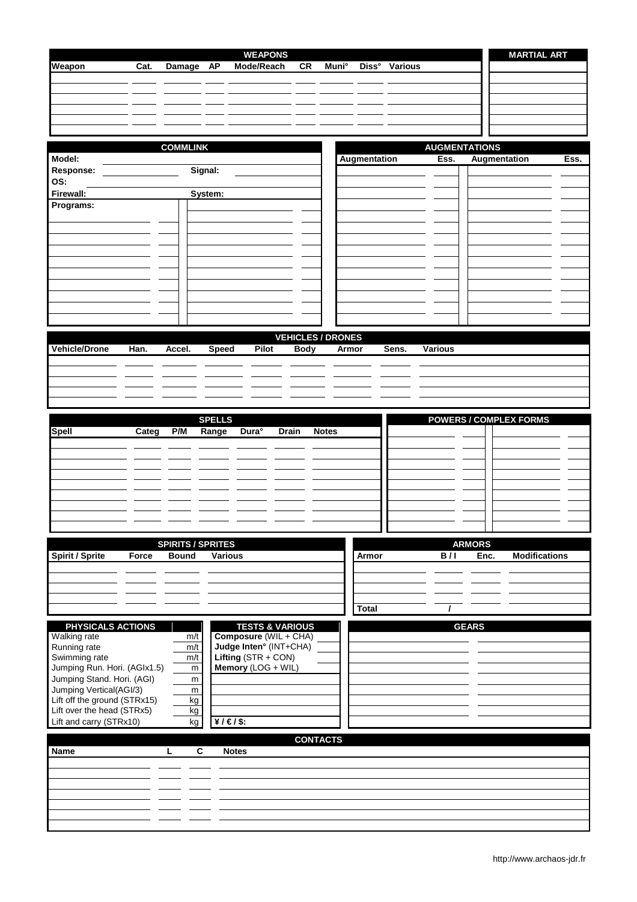## WEAPONS

| Weapon | Cat. | Damage | AP | Mode/Reach | CR | Muni° | Diss° | Various |
|---|---|---|---|---|---|---|---|---|
| | | | | | | | | |
| | | | | | | | | |
| | | | | | | | | |
| | | | | | | | | |
| | | | | | | | | |

## MARTIAL ART

| |
|---|
| |
| |
| |
| |
| |

## COMMLINK

**Model:**

**Response:** **Signal:**

**OS:**

**Firewall:** **System:**

**Programs:**

| | | | |
|---|---|---|---|
| | | | |
| | | | |
| | | | |
| | | | |
| | | | |
| | | | |
| | | | |
| | | | |
| | | | |

## AUGMENTATIONS

| Augmentation | Ess. | Augmentation | Ess. |
|---|---|---|---|
| | | | |
| | | | |
| | | | |
| | | | |
| | | | |
| | | | |
| | | | |
| | | | |
| | | | |
| | | | |
| | | | |
| | | | |
| | | | |

## VEHICLES / DRONES

| Vehicle/Drone | Han. | Accel. | Speed | Pilot | Body | Armor | Sens. | Various |
|---|---|---|---|---|---|---|---|---|
| | | | | | | | | |
| | | | | | | | | |
| | | | | | | | | |
| | | | | | | | | |

## SPELLS

| Spell | Categ | P/M | Range | Dura° | Drain | Notes |
|---|---|---|---|---|---|---|
| | | | | | | |
| | | | | | | |
| | | | | | | |
| | | | | | | |
| | | | | | | |
| | | | | | | |
| | | | | | | |
| | | | | | | |

## POWERS / COMPLEX FORMS

| | | | |
|---|---|---|---|
| | | | |
| | | | |
| | | | |
| | | | |
| | | | |
| | | | |
| | | | |
| | | | |
| | | | |

## SPIRITS / SPRITES

| Spirit / Sprite | Force | Bound | Various |
|---|---|---|---|
| | | | |
| | | | |
| | | | |
| | | | |

## ARMORS

| Armor | B / I | Enc. | Modifications |
|---|---|---|---|
| | | | |
| | | | |
| | | | |
| | | | |
| **Total** | / | | |

## PHYSICALS ACTIONS

| | |
|---|---|
| Walking rate | m/t |
| Running rate | m/t |
| Swimming rate | m/t |
| Jumping Run. Hori. (AGIx1.5) | m |
| Jumping Stand. Hori. (AGI) | m |
| Jumping Vertical(AGI/3) | m |
| Lift off the ground (STRx15) | kg |
| Lift over the head (STRx5) | kg |
| Lift and carry (STRx10) | kg |

## TESTS & VARIOUS

| | |
|---|---|
| **Composure** (WIL + CHA) | |
| **Judge Inten°** (INT+CHA) | |
| **Lifting** (STR + CON) | |
| **Memory** (LOG + WIL) | |
| | |
| | |
| | |
| | |
| **¥ / € / $:** | |

## GEARS

| | |
|---|---|
| | |
| | |
| | |
| | |
| | |
| | |
| | |
| | |

## CONTACTS

| Name | L | C | Notes |
|---|---|---|---|
| | | | |
| | | | |
| | | | |
| | | | |
| | | | |
| | | | |

http://www.archaos-jdr.fr